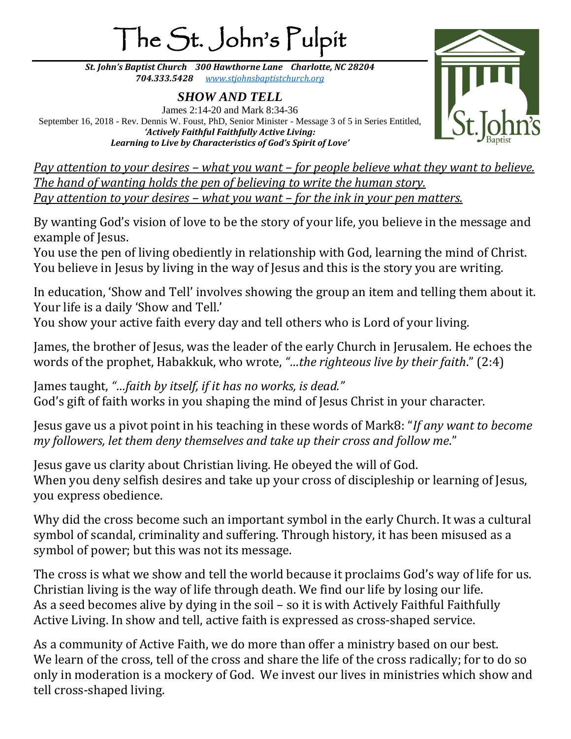# The St. John's Pulpit

***St. John's Baptist Church 300 Hawthorne Lane Charlotte, NC 28204***
***704.333.5428*** *[www.stjohnsbaptistchurch.org](http://www.stjohnsbaptistchurch.org)*

## *SHOW AND TELL*

James 2:14-20 and Mark 8:34-36
September 16, 2018 - Rev. Dennis W. Foust, PhD, Senior Minister - Message 3 of 5 in Series Entitled,
***'Actively Faithful Faithfully Active Living:***
***Learning to Live by Characteristics of God's Spirit of Love'***

*Pay attention to your desires – what you want – for people believe what they want to believe.*
*The hand of wanting holds the pen of believing to write the human story.*
*Pay attention to your desires – what you want – for the ink in your pen matters.*

By wanting God's vision of love to be the story of your life, you believe in the message and example of Jesus.
You use the pen of living obediently in relationship with God, learning the mind of Christ.
You believe in Jesus by living in the way of Jesus and this is the story you are writing.

In education, 'Show and Tell' involves showing the group an item and telling them about it.
Your life is a daily 'Show and Tell.'
You show your active faith every day and tell others who is Lord of your living.

James, the brother of Jesus, was the leader of the early Church in Jerusalem. He echoes the words of the prophet, Habakkuk, who wrote, *"...the righteous live by their faith*." (2:4)

James taught, *"...faith by itself, if it has no works, is dead."*
God's gift of faith works in you shaping the mind of Jesus Christ in your character.

Jesus gave us a pivot point in his teaching in these words of Mark8: "*If any want to become my followers, let them deny themselves and take up their cross and follow me*."

Jesus gave us clarity about Christian living. He obeyed the will of God.
When you deny selfish desires and take up your cross of discipleship or learning of Jesus, you express obedience.

Why did the cross become such an important symbol in the early Church. It was a cultural symbol of scandal, criminality and suffering. Through history, it has been misused as a symbol of power; but this was not its message.

The cross is what we show and tell the world because it proclaims God's way of life for us.
Christian living is the way of life through death. We find our life by losing our life.
As a seed becomes alive by dying in the soil – so it is with Actively Faithful Faithfully Active Living. In show and tell, active faith is expressed as cross-shaped service.

As a community of Active Faith, we do more than offer a ministry based on our best.
We learn of the cross, tell of the cross and share the life of the cross radically; for to do so only in moderation is a mockery of God. We invest our lives in ministries which show and tell cross-shaped living.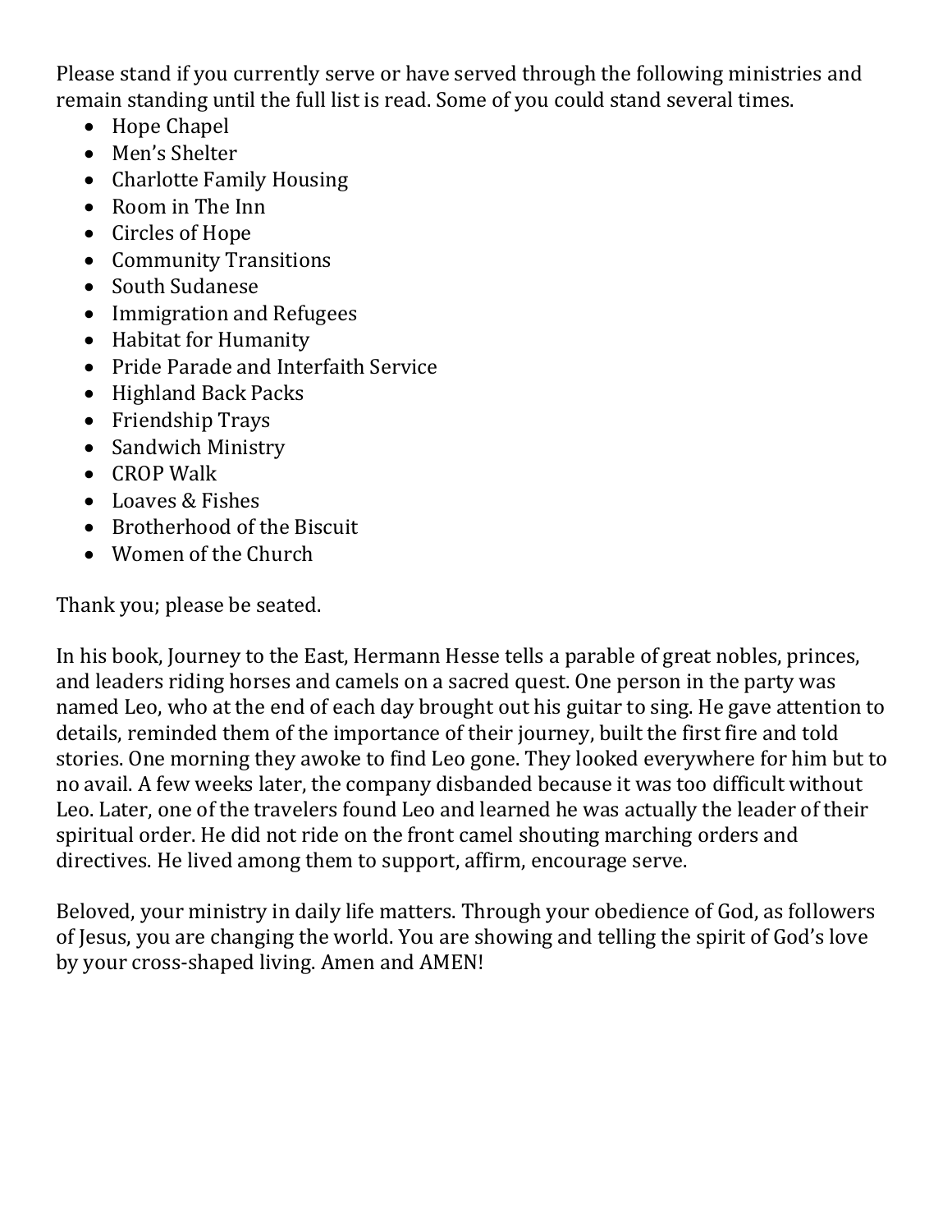Please stand if you currently serve or have served through the following ministries and remain standing until the full list is read. Some of you could stand several times.

- Hope Chapel
- Men's Shelter
- Charlotte Family Housing
- Room in The Inn
- Circles of Hope
- Community Transitions
- South Sudanese
- Immigration and Refugees
- Habitat for Humanity
- Pride Parade and Interfaith Service
- Highland Back Packs
- Friendship Trays
- Sandwich Ministry
- CROP Walk
- Loaves & Fishes
- Brotherhood of the Biscuit
- Women of the Church

Thank you; please be seated.

In his book, Journey to the East, Hermann Hesse tells a parable of great nobles, princes, and leaders riding horses and camels on a sacred quest. One person in the party was named Leo, who at the end of each day brought out his guitar to sing. He gave attention to details, reminded them of the importance of their journey, built the first fire and told stories. One morning they awoke to find Leo gone. They looked everywhere for him but to no avail. A few weeks later, the company disbanded because it was too difficult without Leo. Later, one of the travelers found Leo and learned he was actually the leader of their spiritual order. He did not ride on the front camel shouting marching orders and directives. He lived among them to support, affirm, encourage serve.

Beloved, your ministry in daily life matters. Through your obedience of God, as followers of Jesus, you are changing the world. You are showing and telling the spirit of God's love by your cross-shaped living. Amen and AMEN!